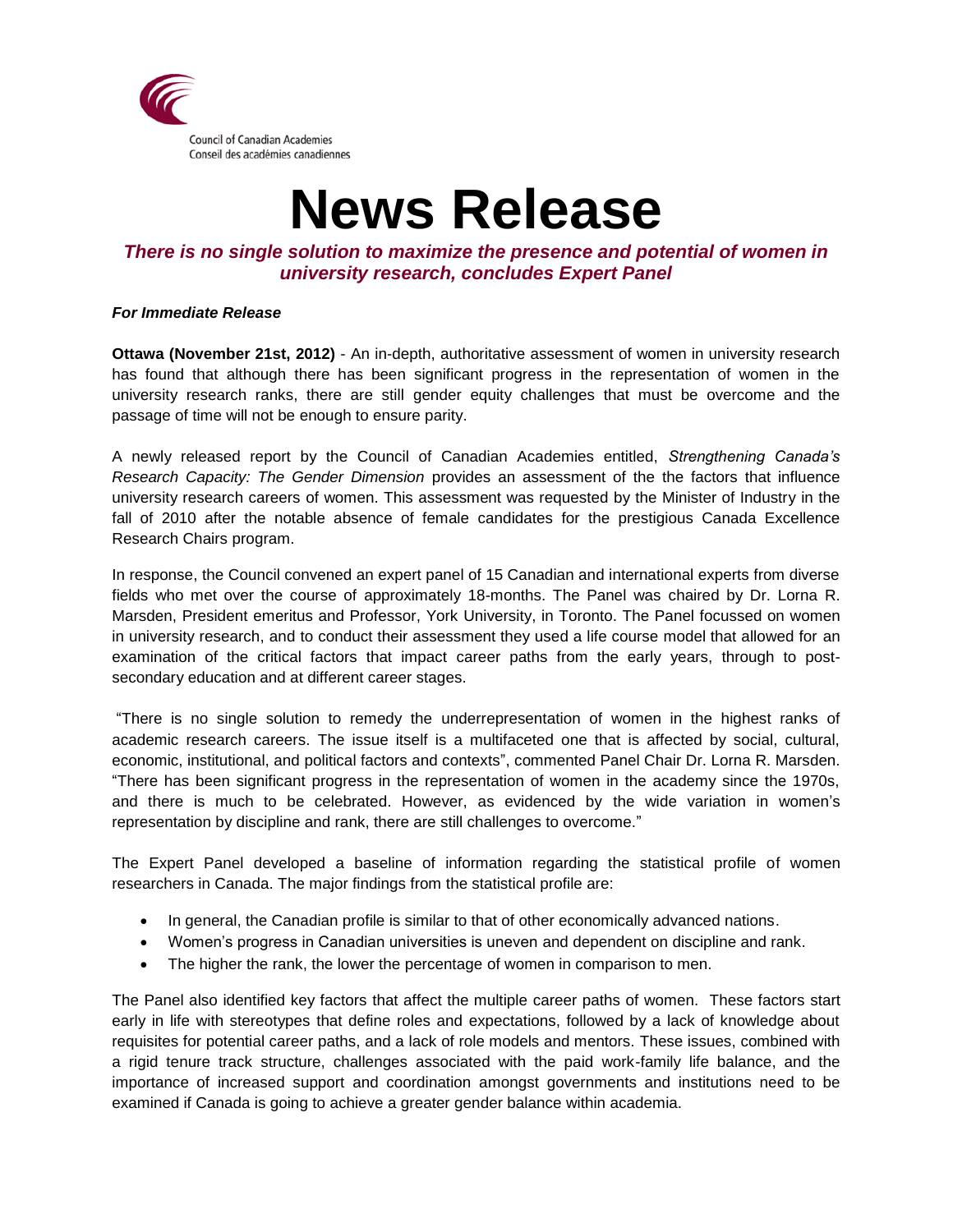Council of Canadian Academies
Conseil des académies canadiennes

# News Release

## *There is no single solution to maximize the presence and potential of women in university research, concludes Expert Panel*

***For Immediate Release***

**Ottawa (November 21st, 2012)** - An in-depth, authoritative assessment of women in university research has found that although there has been significant progress in the representation of women in the university research ranks, there are still gender equity challenges that must be overcome and the passage of time will not be enough to ensure parity.

A newly released report by the Council of Canadian Academies entitled, *Strengthening Canada's Research Capacity: The Gender Dimension* provides an assessment of the the factors that influence university research careers of women. This assessment was requested by the Minister of Industry in the fall of 2010 after the notable absence of female candidates for the prestigious Canada Excellence Research Chairs program.

In response, the Council convened an expert panel of 15 Canadian and international experts from diverse fields who met over the course of approximately 18-months. The Panel was chaired by Dr. Lorna R. Marsden, President emeritus and Professor, York University, in Toronto. The Panel focussed on women in university research, and to conduct their assessment they used a life course model that allowed for an examination of the critical factors that impact career paths from the early years, through to post-secondary education and at different career stages.

"There is no single solution to remedy the underrepresentation of women in the highest ranks of academic research careers. The issue itself is a multifaceted one that is affected by social, cultural, economic, institutional, and political factors and contexts", commented Panel Chair Dr. Lorna R. Marsden. "There has been significant progress in the representation of women in the academy since the 1970s, and there is much to be celebrated. However, as evidenced by the wide variation in women's representation by discipline and rank, there are still challenges to overcome."

The Expert Panel developed a baseline of information regarding the statistical profile of women researchers in Canada. The major findings from the statistical profile are:

- In general, the Canadian profile is similar to that of other economically advanced nations.
- Women's progress in Canadian universities is uneven and dependent on discipline and rank.
- The higher the rank, the lower the percentage of women in comparison to men.

The Panel also identified key factors that affect the multiple career paths of women. These factors start early in life with stereotypes that define roles and expectations, followed by a lack of knowledge about requisites for potential career paths, and a lack of role models and mentors. These issues, combined with a rigid tenure track structure, challenges associated with the paid work-family life balance, and the importance of increased support and coordination amongst governments and institutions need to be examined if Canada is going to achieve a greater gender balance within academia.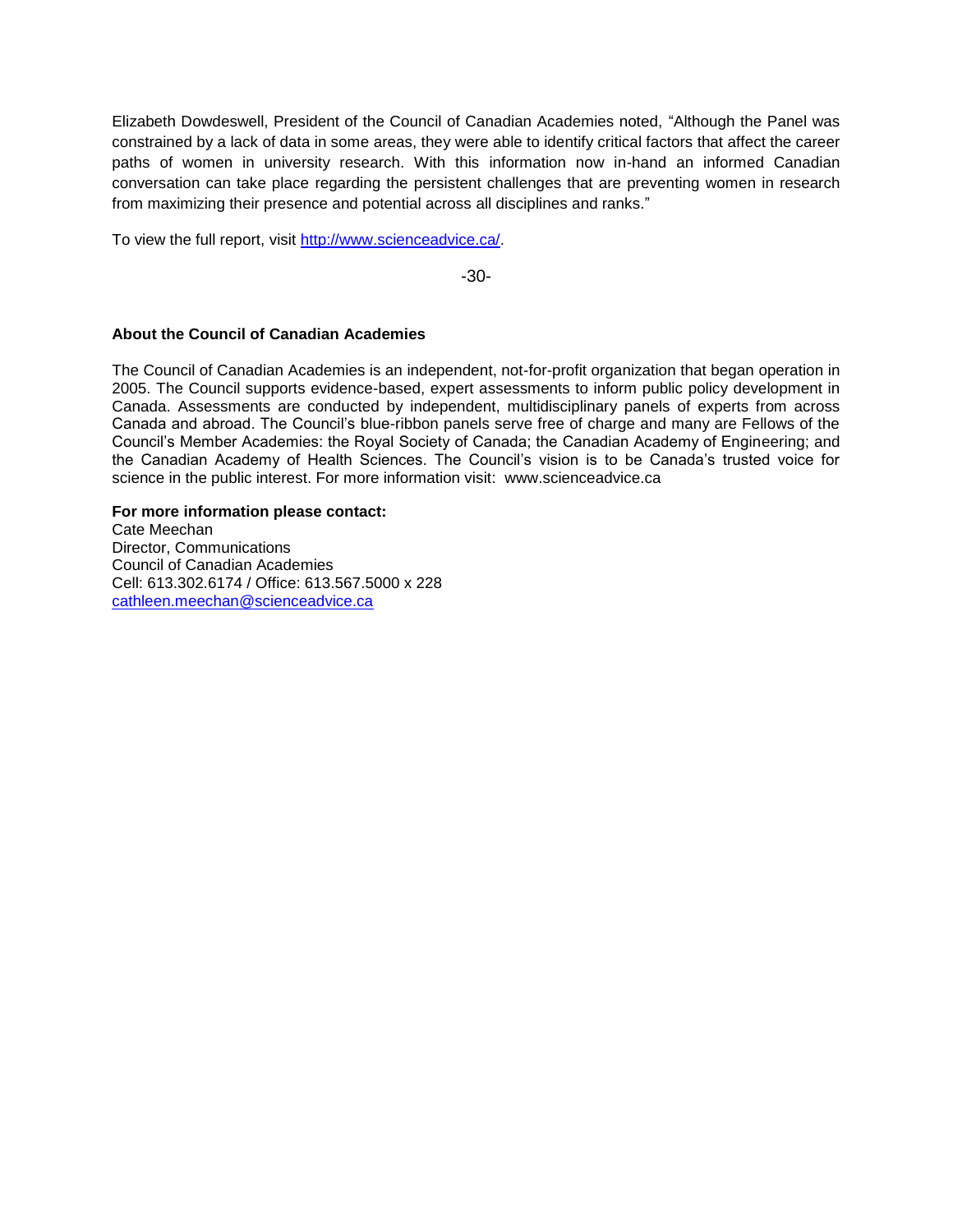Elizabeth Dowdeswell, President of the Council of Canadian Academies noted, "Although the Panel was constrained by a lack of data in some areas, they were able to identify critical factors that affect the career paths of women in university research. With this information now in-hand an informed Canadian conversation can take place regarding the persistent challenges that are preventing women in research from maximizing their presence and potential across all disciplines and ranks."

To view the full report, visit [http://www.scienceadvice.ca/](http://www.scienceadvice.ca/).

-30-

**About the Council of Canadian Academies**

The Council of Canadian Academies is an independent, not-for-profit organization that began operation in 2005. The Council supports evidence-based, expert assessments to inform public policy development in Canada. Assessments are conducted by independent, multidisciplinary panels of experts from across Canada and abroad. The Council's blue-ribbon panels serve free of charge and many are Fellows of the Council's Member Academies: the Royal Society of Canada; the Canadian Academy of Engineering; and the Canadian Academy of Health Sciences. The Council's vision is to be Canada's trusted voice for science in the public interest. For more information visit: www.scienceadvice.ca

**For more information please contact:**
Cate Meechan
Director, Communications
Council of Canadian Academies
Cell: 613.302.6174 / Office: 613.567.5000 x 228
[cathleen.meechan@scienceadvice.ca](mailto:cathleen.meechan@scienceadvice.ca)